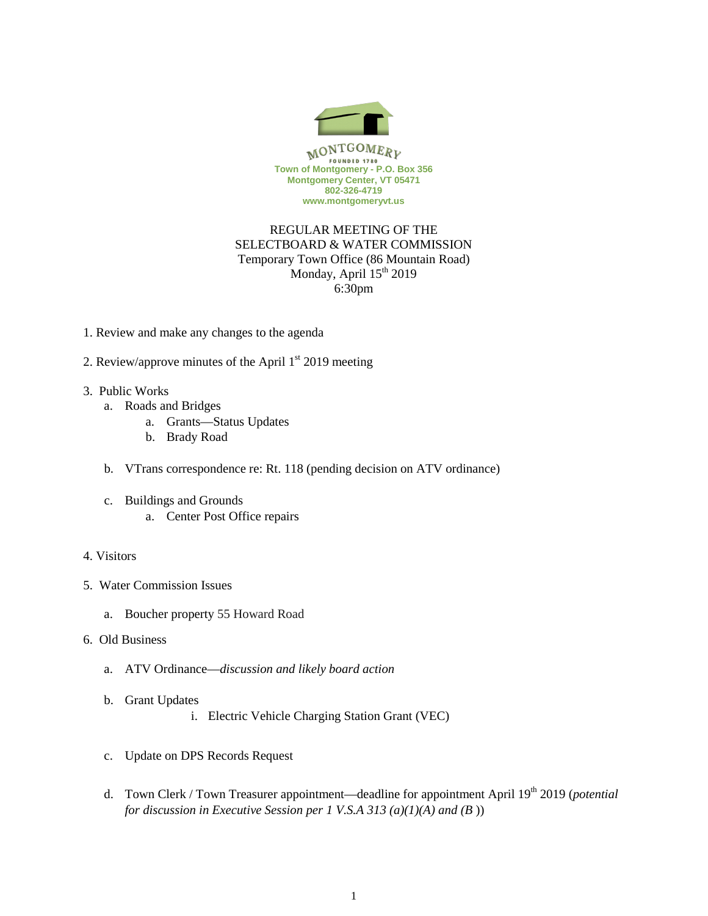MONTGOMERY
FOUNDED 1780
Town of Montgomery - P.O. Box 356
Montgomery Center, VT 05471
802-326-4719
www.montgomeryvt.us

REGULAR MEETING OF THE
SELECTBOARD & WATER COMMISSION
Temporary Town Office (86 Mountain Road)
Monday, April 15th 2019
6:30pm

1. Review and make any changes to the agenda

2. Review/approve minutes of the April 1st 2019 meeting

3. Public Works
   a. Roads and Bridges
      a. Grants—Status Updates
      b. Brady Road

   b. VTrans correspondence re: Rt. 118 (pending decision on ATV ordinance)

   c. Buildings and Grounds
      a. Center Post Office repairs

4. Visitors

5. Water Commission Issues

   a. Boucher property 55 Howard Road

6. Old Business

   a. ATV Ordinance—*discussion and likely board action*

   b. Grant Updates
      i. Electric Vehicle Charging Station Grant (VEC)

   c. Update on DPS Records Request

   d. Town Clerk / Town Treasurer appointment—deadline for appointment April 19th 2019 (*potential for discussion in Executive Session per 1 V.S.A 313 (a)(1)(A) and (B* ))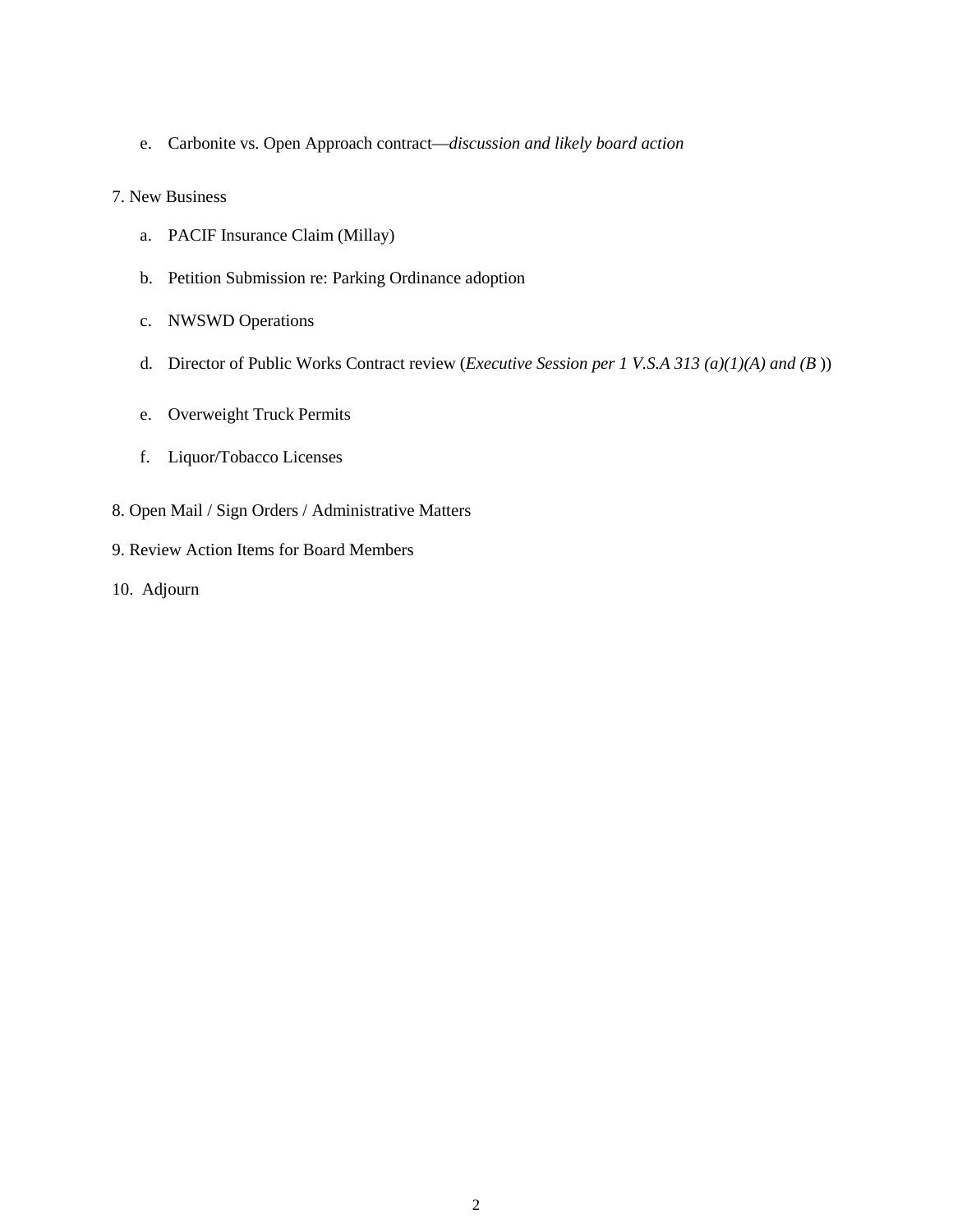e. Carbonite vs. Open Approach contract—*discussion and likely board action*

7. New Business

   a. PACIF Insurance Claim (Millay)

   b. Petition Submission re: Parking Ordinance adoption

   c. NWSWD Operations

   d. Director of Public Works Contract review (*Executive Session per 1 V.S.A 313 (a)(1)(A) and (B* ))

   e. Overweight Truck Permits

   f. Liquor/Tobacco Licenses

8. Open Mail / Sign Orders / Administrative Matters

9. Review Action Items for Board Members

10. Adjourn